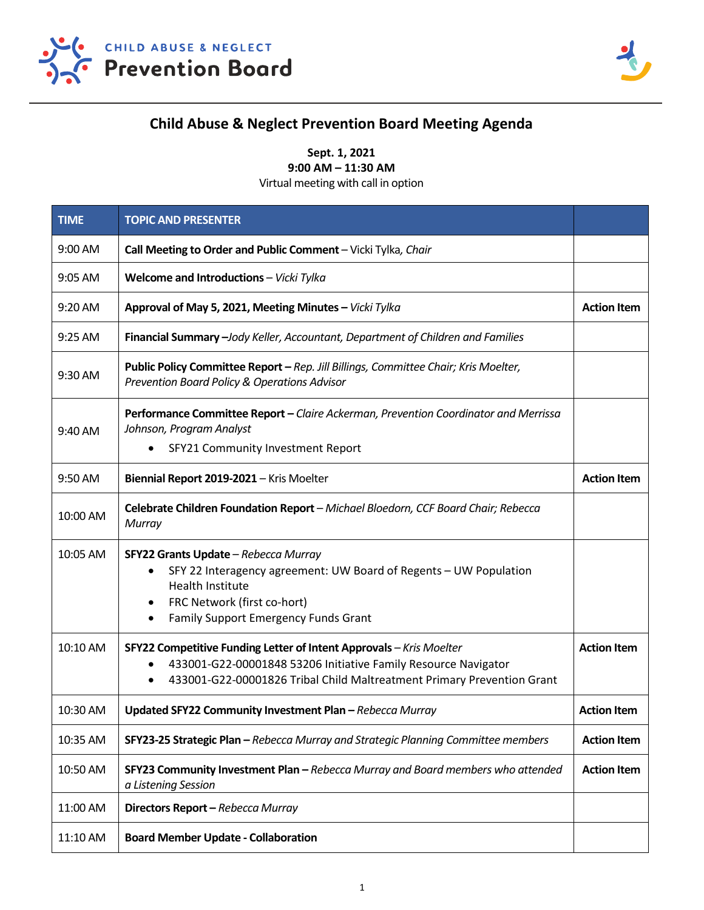CHILD ABUSE & NEGLECT

**Prevention Board**

# Child Abuse & Neglect Prevention Board Meeting Agenda

**Sept. 1, 2021**
**9:00 AM – 11:30 AM**
Virtual meeting with call in option

| TIME | TOPIC AND PRESENTER | |
|---|---|---|
| 9:00 AM | **Call Meeting to Order and Public Comment** – Vicki Tylka, *Chair* | |
| 9:05 AM | **Welcome and Introductions** – *Vicki Tylka* | |
| 9:20 AM | **Approval of May 5, 2021, Meeting Minutes –** *Vicki Tylka* | **Action Item** |
| 9:25 AM | **Financial Summary –***Jody Keller, Accountant, Department of Children and Families* | |
| 9:30 AM | **Public Policy Committee Report –** *Rep. Jill Billings, Committee Chair; Kris Moelter, Prevention Board Policy & Operations Advisor* | |
| 9:40 AM | **Performance Committee Report –** *Claire Ackerman, Prevention Coordinator and Merrissa Johnson, Program Analyst*<br>• SFY21 Community Investment Report | |
| 9:50 AM | **Biennial Report 2019-2021** – Kris Moelter | **Action Item** |
| 10:00 AM | **Celebrate Children Foundation Report** – *Michael Bloedorn, CCF Board Chair; Rebecca Murray* | |
| 10:05 AM | **SFY22 Grants Update** – *Rebecca Murray*<br>• SFY 22 Interagency agreement: UW Board of Regents – UW Population Health Institute<br>• FRC Network (first co-hort)<br>• Family Support Emergency Funds Grant | |
| 10:10 AM | **SFY22 Competitive Funding Letter of Intent Approvals** – *Kris Moelter*<br>• 433001-G22-00001848 53206 Initiative Family Resource Navigator<br>• 433001-G22-00001826 Tribal Child Maltreatment Primary Prevention Grant | **Action Item** |
| 10:30 AM | **Updated SFY22 Community Investment Plan –** *Rebecca Murray* | **Action Item** |
| 10:35 AM | **SFY23-25 Strategic Plan –** *Rebecca Murray and Strategic Planning Committee members* | **Action Item** |
| 10:50 AM | **SFY23 Community Investment Plan –** *Rebecca Murray and Board members who attended a Listening Session* | **Action Item** |
| 11:00 AM | **Directors Report –** *Rebecca Murray* | |
| 11:10 AM | **Board Member Update - Collaboration** | |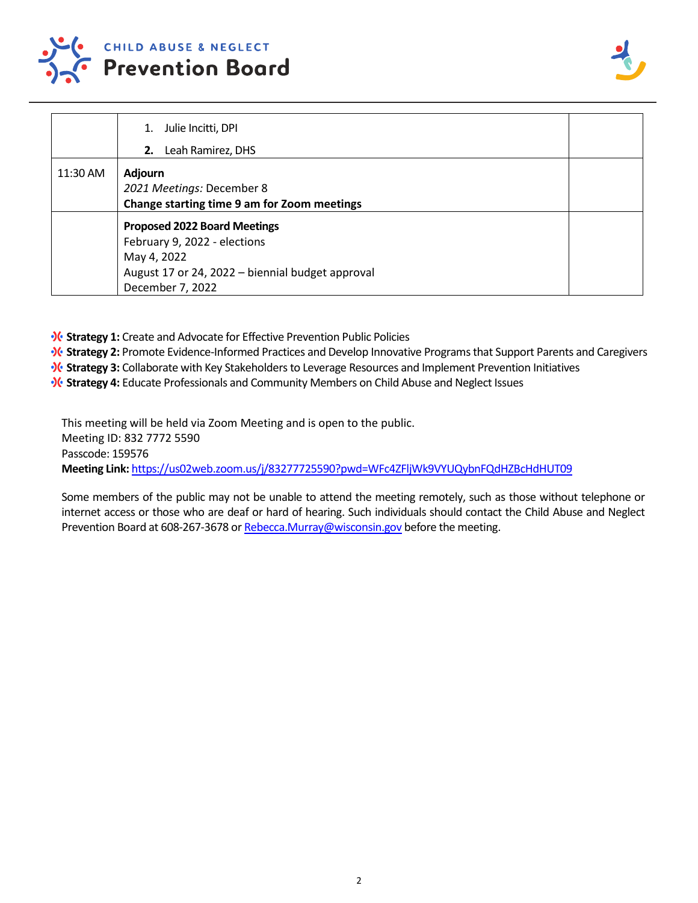CHILD ABUSE & NEGLECT
**Prevention Board**

| | | |
|---|---|---|
| | 1. Julie Incitti, DPI<br>**2.** Leah Ramirez, DHS | |
| 11:30 AM | **Adjourn**<br>*2021 Meetings:* December 8<br>**Change starting time 9 am for Zoom meetings** | |
| | **Proposed 2022 Board Meetings**<br>February 9, 2022 - elections<br>May 4, 2022<br>August 17 or 24, 2022 – biennial budget approval<br>December 7, 2022 | |

- **Strategy 1:** Create and Advocate for Effective Prevention Public Policies
- **Strategy 2:** Promote Evidence-Informed Practices and Develop Innovative Programs that Support Parents and Caregivers
- **Strategy 3:** Collaborate with Key Stakeholders to Leverage Resources and Implement Prevention Initiatives
- **Strategy 4:** Educate Professionals and Community Members on Child Abuse and Neglect Issues

This meeting will be held via Zoom Meeting and is open to the public.
Meeting ID: 832 7772 5590
Passcode: 159576
**Meeting Link:** https://us02web.zoom.us/j/83277725590?pwd=WFc4ZFljWk9VYUQybnFQdHZBcHdHUT09

Some members of the public may not be unable to attend the meeting remotely, such as those without telephone or internet access or those who are deaf or hard of hearing. Such individuals should contact the Child Abuse and Neglect Prevention Board at 608-267-3678 or Rebecca.Murray@wisconsin.gov before the meeting.